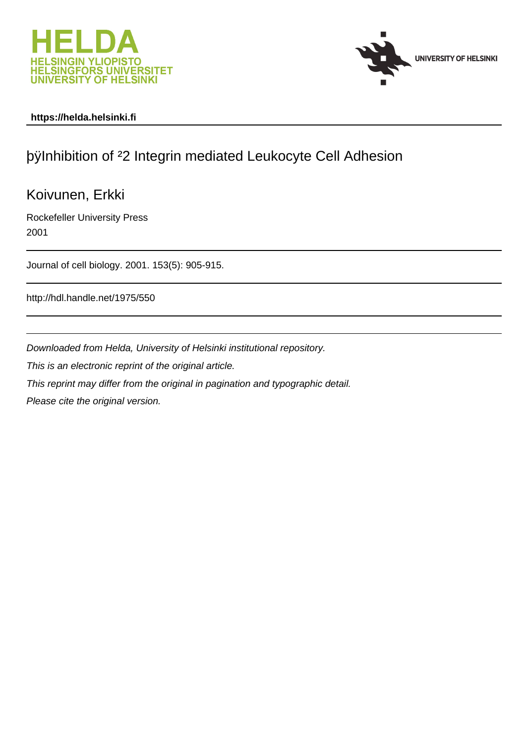https://helda.helsinki.fi

# þÿInhibition of ²2 Integrin mediated Leukocyte Cell Adhesion

Koivunen, Erkki

Rockefeller University Press

2001

Journal of cell biology. 2001. 153(5): 905-915.

http://hdl.handle.net/1975/550

*Downloaded from Helda, University of Helsinki institutional repository.*

*This is an electronic reprint of the original article.*

*This reprint may differ from the original in pagination and typographic detail.*

*Please cite the original version.*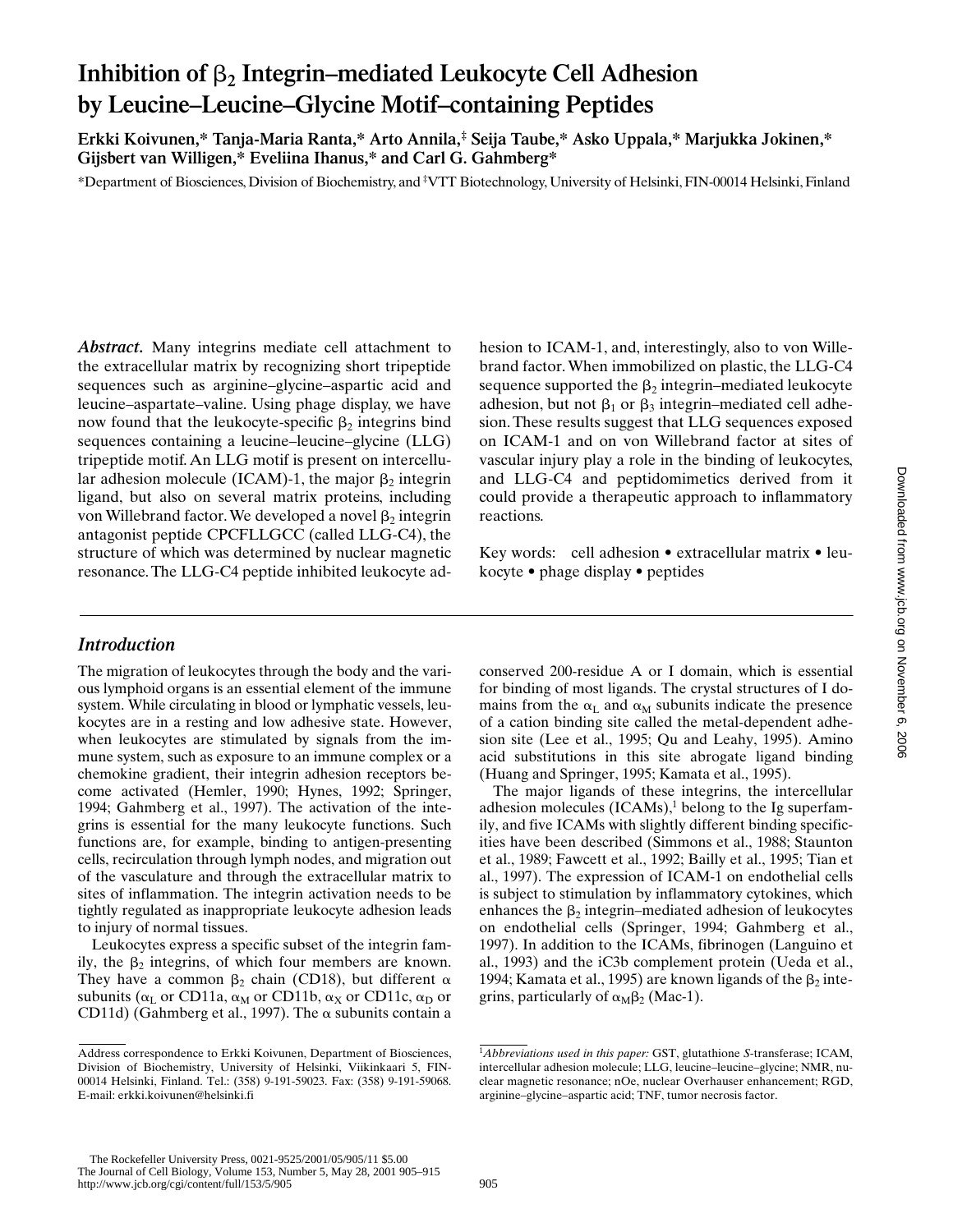# Inhibition of $\beta_2$ Integrin–mediated Leukocyte Cell Adhesion by Leucine–Leucine–Glycine Motif–containing Peptides

**Erkki Koivunen,* Tanja-Maria Ranta,* Arto Annila,‡ Seija Taube,* Asko Uppala,* Marjukka Jokinen,* Gijsbert van Willigen,* Eveliina Ihanus,* and Carl G. Gahmberg***

*Department of Biosciences, Division of Biochemistry, and ‡VTT Biotechnology, University of Helsinki, FIN-00014 Helsinki, Finland

***Abstract.*** Many integrins mediate cell attachment to the extracellular matrix by recognizing short tripeptide sequences such as arginine–glycine–aspartic acid and leucine–aspartate–valine. Using phage display, we have now found that the leukocyte-specific $\beta_2$ integrins bind sequences containing a leucine–leucine–glycine (LLG) tripeptide motif. An LLG motif is present on intercellular adhesion molecule (ICAM)-1, the major $\beta_2$ integrin ligand, but also on several matrix proteins, including von Willebrand factor. We developed a novel $\beta_2$ integrin antagonist peptide CPCFLLGCC (called LLG-C4), the structure of which was determined by nuclear magnetic resonance. The LLG-C4 peptide inhibited leukocyte adhesion to ICAM-1, and, interestingly, also to von Willebrand factor. When immobilized on plastic, the LLG-C4 sequence supported the $\beta_2$ integrin–mediated leukocyte adhesion, but not $\beta_1$ or $\beta_3$ integrin–mediated cell adhesion. These results suggest that LLG sequences exposed on ICAM-1 and on von Willebrand factor at sites of vascular injury play a role in the binding of leukocytes, and LLG-C4 and peptidomimetics derived from it could provide a therapeutic approach to inflammatory reactions.

Key words: cell adhesion • extracellular matrix • leukocyte • phage display • peptides

## *Introduction*

The migration of leukocytes through the body and the various lymphoid organs is an essential element of the immune system. While circulating in blood or lymphatic vessels, leukocytes are in a resting and low adhesive state. However, when leukocytes are stimulated by signals from the immune system, such as exposure to an immune complex or a chemokine gradient, their integrin adhesion receptors become activated (Hemler, 1990; Hynes, 1992; Springer, 1994; Gahmberg et al., 1997). The activation of the integrins is essential for the many leukocyte functions. Such functions are, for example, binding to antigen-presenting cells, recirculation through lymph nodes, and migration out of the vasculature and through the extracellular matrix to sites of inflammation. The integrin activation needs to be tightly regulated as inappropriate leukocyte adhesion leads to injury of normal tissues.

Leukocytes express a specific subset of the integrin family, the $\beta_2$ integrins, of which four members are known. They have a common $\beta_2$ chain (CD18), but different $\alpha$ subunits ($\alpha_L$ or CD11a, $\alpha_M$ or CD11b, $\alpha_X$ or CD11c, $\alpha_D$ or CD11d) (Gahmberg et al., 1997). The $\alpha$ subunits contain a conserved 200-residue A or I domain, which is essential for binding of most ligands. The crystal structures of I domains from the $\alpha_L$ and $\alpha_M$ subunits indicate the presence of a cation binding site called the metal-dependent adhesion site (Lee et al., 1995; Qu and Leahy, 1995). Amino acid substitutions in this site abrogate ligand binding (Huang and Springer, 1995; Kamata et al., 1995).

The major ligands of these integrins, the intercellular adhesion molecules (ICAMs),[1] belong to the Ig superfamily, and five ICAMs with slightly different binding specificities have been described (Simmons et al., 1988; Staunton et al., 1989; Fawcett et al., 1992; Bailly et al., 1995; Tian et al., 1997). The expression of ICAM-1 on endothelial cells is subject to stimulation by inflammatory cytokines, which enhances the $\beta_2$ integrin–mediated adhesion of leukocytes on endothelial cells (Springer, 1994; Gahmberg et al., 1997). In addition to the ICAMs, fibrinogen (Languino et al., 1993) and the iC3b complement protein (Ueda et al., 1994; Kamata et al., 1995) are known ligands of the $\beta_2$ integrins, particularly of $\alpha_M\beta_2$ (Mac-1).

Address correspondence to Erkki Koivunen, Department of Biosciences, Division of Biochemistry, University of Helsinki, Viikinkaari 5, FIN-00014 Helsinki, Finland. Tel.: (358) 9-191-59023. Fax: (358) 9-191-59068. E-mail: erkki.koivunen@helsinki.fi

[1]*Abbreviations used in this paper:* GST, glutathione *S*-transferase; ICAM, intercellular adhesion molecule; LLG, leucine–leucine–glycine; NMR, nuclear magnetic resonance; nOe, nuclear Overhauser enhancement; RGD, arginine–glycine–aspartic acid; TNF, tumor necrosis factor.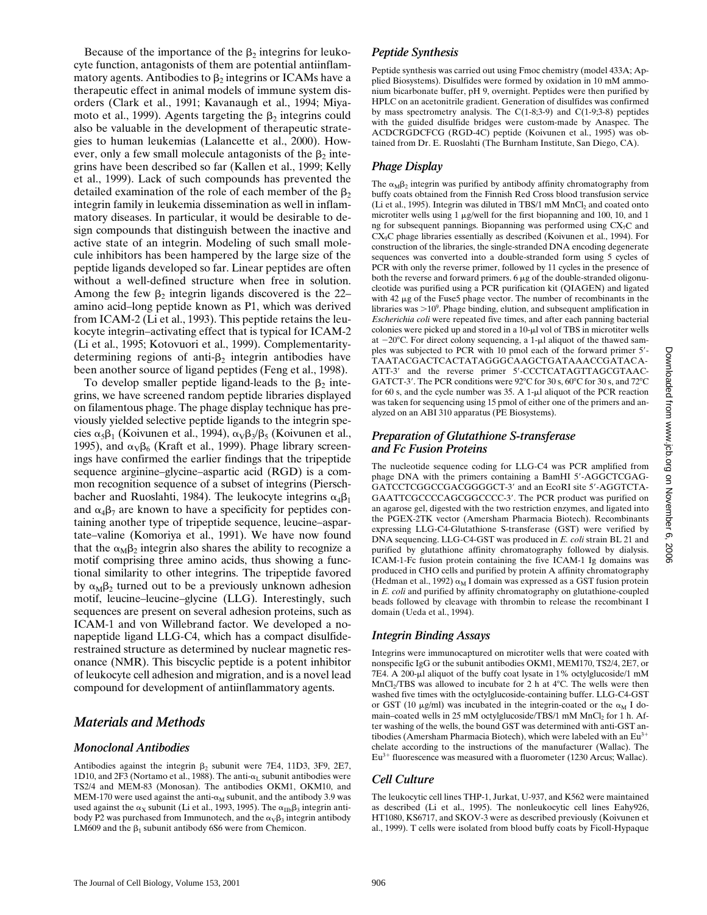Because of the importance of the $\beta_2$ integrins for leukocyte function, antagonists of them are potential antiinflammatory agents. Antibodies to $\beta_2$ integrins or ICAMs have a therapeutic effect in animal models of immune system disorders (Clark et al., 1991; Kavanaugh et al., 1994; Miyamoto et al., 1999). Agents targeting the $\beta_2$ integrins could also be valuable in the development of therapeutic strategies to human leukemias (Lalancette et al., 2000). However, only a few small molecule antagonists of the $\beta_2$ integrins have been described so far (Kallen et al., 1999; Kelly et al., 1999). Lack of such compounds has prevented the detailed examination of the role of each member of the $\beta_2$ integrin family in leukemia dissemination as well in inflammatory diseases. In particular, it would be desirable to design compounds that distinguish between the inactive and active state of an integrin. Modeling of such small molecule inhibitors has been hampered by the large size of the peptide ligands developed so far. Linear peptides are often without a well-defined structure when free in solution. Among the few $\beta_2$ integrin ligands discovered is the 22–amino acid–long peptide known as P1, which was derived from ICAM-2 (Li et al., 1993). This peptide retains the leukocyte integrin–activating effect that is typical for ICAM-2 (Li et al., 1995; Kotovuori et al., 1999). Complementarity-determining regions of anti-$\beta_2$ integrin antibodies have been another source of ligand peptides (Feng et al., 1998).

To develop smaller peptide ligand-leads to the $\beta_2$ integrins, we have screened random peptide libraries displayed on filamentous phage. The phage display technique has previously yielded selective peptide ligands to the integrin species $\alpha_5\beta_1$ (Koivunen et al., 1994), $\alpha_V\beta_3/\beta_5$ (Koivunen et al., 1995), and $\alpha_V\beta_6$ (Kraft et al., 1999). Phage library screenings have confirmed the earlier findings that the tripeptide sequence arginine–glycine–aspartic acid (RGD) is a common recognition sequence of a subset of integrins (Pierschbacher and Ruoslahti, 1984). The leukocyte integrins $\alpha_4\beta_1$ and $\alpha_4\beta_7$ are known to have a specificity for peptides containing another type of tripeptide sequence, leucine–aspartate–valine (Komoriya et al., 1991). We have now found that the $\alpha_M\beta_2$ integrin also shares the ability to recognize a motif comprising three amino acids, thus showing a functional similarity to other integrins. The tripeptide favored by $\alpha_M\beta_2$ turned out to be a previously unknown adhesion motif, leucine–leucine–glycine (LLG). Interestingly, such sequences are present on several adhesion proteins, such as ICAM-1 and von Willebrand factor. We developed a nonapeptide ligand LLG-C4, which has a compact disulfide-restrained structure as determined by nuclear magnetic resonance (NMR). This biscyclic peptide is a potent inhibitor of leukocyte cell adhesion and migration, and is a novel lead compound for development of antiinflammatory agents.

# Materials and Methods

## Monoclonal Antibodies

Antibodies against the integrin $\beta_2$ subunit were 7E4, 11D3, 3F9, 2E7, 1D10, and 2F3 (Nortamo et al., 1988). The anti-$\alpha_L$ subunit antibodies were TS2/4 and MEM-83 (Monosan). The antibodies OKM1, OKM10, and MEM-170 were used against the anti-$\alpha_M$ subunit, and the antibody 3.9 was used against the $\alpha_X$ subunit (Li et al., 1993, 1995). The $\alpha_{IIb}\beta_3$ integrin antibody P2 was purchased from Immunotech, and the $\alpha_V\beta_3$ integrin antibody LM609 and the $\beta_1$ subunit antibody 6S6 were from Chemicon.

## Peptide Synthesis

Peptide synthesis was carried out using Fmoc chemistry (model 433A; Applied Biosystems). Disulfides were formed by oxidation in 10 mM ammonium bicarbonate buffer, pH 9, overnight. Peptides were then purified by HPLC on an acetonitrile gradient. Generation of disulfides was confirmed by mass spectrometry analysis. The C(1-8;3-9) and C(1-9;3-8) peptides with the guided disulfide bridges were custom-made by Anaspec. The ACDCRGDCFCG (RGD-4C) peptide (Koivunen et al., 1995) was obtained from Dr. E. Ruoslahti (The Burnham Institute, San Diego, CA).

## Phage Display

The $\alpha_M\beta_2$ integrin was purified by antibody affinity chromatography from buffy coats obtained from the Finnish Red Cross blood transfusion service (Li et al., 1995). Integrin was diluted in TBS/1 mM $MnCl_2$ and coated onto microtiter wells using 1 μg/well for the first biopanning and 100, 10, and 1 ng for subsequent pannings. Biopanning was performed using $CX_7C$ and $CX_9C$ phage libraries essentially as described (Koivunen et al., 1994). For construction of the libraries, the single-stranded DNA encoding degenerate sequences was converted into a double-stranded form using 5 cycles of PCR with only the reverse primer, followed by 11 cycles in the presence of both the reverse and forward primers. 6 μg of the double-stranded oligonucleotide was purified using a PCR purification kit (QIAGEN) and ligated with 42 μg of the Fuse5 phage vector. The number of recombinants in the libraries was $>10^9$. Phage binding, elution, and subsequent amplification in *Escherichia coli* were repeated five times, and after each panning bacterial colonies were picked up and stored in a 10-μl vol of TBS in microtiter wells at −20°C. For direct colony sequencing, a 1-μl aliquot of the thawed samples was subjected to PCR with 10 pmol each of the forward primer 5′-TAATACGACTCACTATAGGGCAAGCTGATAAACCGATACA-ATT-3′ and the reverse primer 5′-CCCTCATAGTTAGCGTAAC-GATCT-3′. The PCR conditions were 92°C for 30 s, 60°C for 30 s, and 72°C for 60 s, and the cycle number was 35. A 1-μl aliquot of the PCR reaction was taken for sequencing using 15 pmol of either one of the primers and analyzed on an ABI 310 apparatus (PE Biosystems).

## Preparation of Glutathione S-transferase and Fc Fusion Proteins

The nucleotide sequence coding for LLG-C4 was PCR amplified from phage DNA with the primers containing a BamHI 5′-AGGCTCGAG-GATCCTCGGCCGACGGGGCT-3′ and an EcoRI site 5′-AGGTCTA-GAATTCGCCCCAGCGGCCCC-3′. The PCR product was purified on an agarose gel, digested with the two restriction enzymes, and ligated into the PGEX-2TK vector (Amersham Pharmacia Biotech). Recombinants expressing LLG-C4-Glutathione S-transferase (GST) were verified by DNA sequencing. LLG-C4-GST was produced in *E. coli* strain BL 21 and purified by glutathione affinity chromatography followed by dialysis. ICAM-1-Fc fusion protein containing the five ICAM-1 Ig domains was produced in CHO cells and purified by protein A affinity chromatography (Hedman et al., 1992) $\alpha_M$ I domain was expressed as a GST fusion protein in *E. coli* and purified by affinity chromatography on glutathione-coupled beads followed by cleavage with thrombin to release the recombinant I domain (Ueda et al., 1994).

## Integrin Binding Assays

Integrins were immunocaptured on microtiter wells that were coated with nonspecific IgG or the subunit antibodies OKM1, MEM170, TS2/4, 2E7, or 7E4. A 200-μl aliquot of the buffy coat lysate in 1% octylglucoside/1 mM $MnCl_2$/TBS was allowed to incubate for 2 h at 4°C. The wells were then washed five times with the octylglucoside-containing buffer. LLG-C4-GST or GST (10 μg/ml) was incubated in the integrin-coated or the $\alpha_M$ I domain–coated wells in 25 mM octylglucoside/TBS/1 mM $MnCl_2$ for 1 h. After washing of the wells, the bound GST was determined with anti-GST antibodies (Amersham Pharmacia Biotech), which were labeled with an $Eu^{3+}$ chelate according to the instructions of the manufacturer (Wallac). The $Eu^{3+}$ fluorescence was measured with a fluorometer (1230 Arcus; Wallac).

## Cell Culture

The leukocytic cell lines THP-1, Jurkat, U-937, and K562 were maintained as described (Li et al., 1995). The nonleukocytic cell lines Eahy926, HT1080, KS6717, and SKOV-3 were as described previously (Koivunen et al., 1999). T cells were isolated from blood buffy coats by Ficoll-Hypaque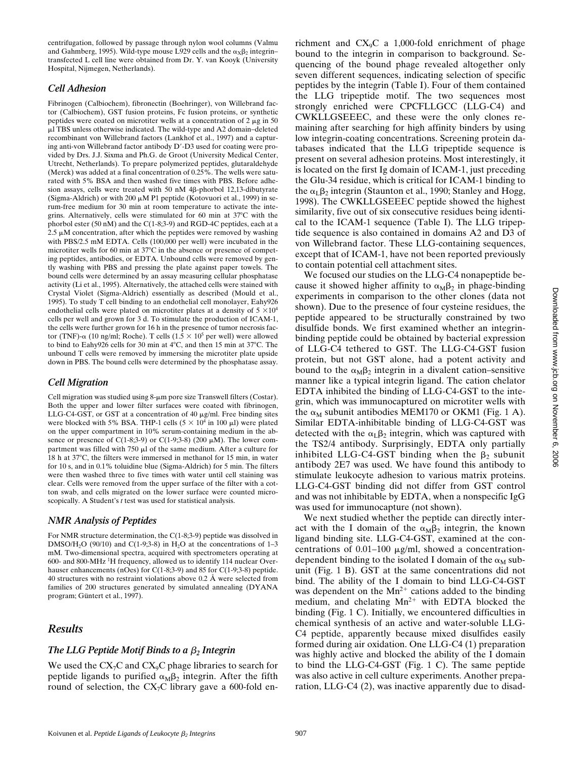centrifugation, followed by passage through nylon wool columns (Valmu and Gahmberg, 1995). Wild-type mouse L929 cells and the $\alpha_X\beta_2$ integrin–transfected L cell line were obtained from Dr. Y. van Kooyk (University Hospital, Nijmegen, Netherlands).

### Cell Adhesion

Fibrinogen (Calbiochem), fibronectin (Boehringer), von Willebrand factor (Calbiochem), GST fusion proteins, Fc fusion proteins, or synthetic peptides were coated on microtiter wells at a concentration of 2 μg in 50 μl TBS unless otherwise indicated. The wild-type and A2 domain–deleted recombinant von Willebrand factors (Lankhof et al., 1997) and a capturing anti-von Willebrand factor antibody D′-D3 used for coating were provided by Drs. J.J. Sixma and Ph.G. de Groot (University Medical Center, Utrecht, Netherlands). To prepare polymerized peptides, glutaraldehyde (Merck) was added at a final concentration of 0.25%. The wells were saturated with 5% BSA and then washed five times with PBS. Before adhesion assays, cells were treated with 50 nM 4β-phorbol 12,13-dibutyrate (Sigma-Aldrich) or with 200 μM P1 peptide (Kotovuori et al., 1999) in serum-free medium for 30 min at room temperature to activate the integrins. Alternatively, cells were stimulated for 60 min at 37°C with the phorbol ester (50 nM) and the C(1-8;3-9) and RGD-4C peptides, each at a 2.5 μM concentration, after which the peptides were removed by washing with PBS/2.5 mM EDTA. Cells (100,000 per well) were incubated in the microtiter wells for 60 min at 37°C in the absence or presence of competing peptides, antibodies, or EDTA. Unbound cells were removed by gently washing with PBS and pressing the plate against paper towels. The bound cells were determined by an assay measuring cellular phosphatase activity (Li et al., 1995). Alternatively, the attached cells were stained with Crystal Violet (Sigma-Aldrich) essentially as described (Mould et al., 1995). To study T cell binding to an endothelial cell monolayer, Eahy926 endothelial cells were plated on microtiter plates at a density of $5 \times 10^4$ cells per well and grown for 3 d. To stimulate the production of ICAM-1, the cells were further grown for 16 h in the presence of tumor necrosis factor (TNF)-α (10 ng/ml; Roche). T cells ($1.5 \times 10^5$ per well) were allowed to bind to Eahy926 cells for 30 min at 4°C, and then 15 min at 37°C. The unbound T cells were removed by immersing the microtiter plate upside down in PBS. The bound cells were determined by the phosphatase assay.

### Cell Migration

Cell migration was studied using 8-μm pore size Transwell filters (Costar). Both the upper and lower filter surfaces were coated with fibrinogen, LLG-C4-GST, or GST at a concentration of 40 μg/ml. Free binding sites were blocked with 5% BSA. THP-1 cells ($5 \times 10^4$ in 100 μl) were plated on the upper compartment in 10% serum-containing medium in the absence or presence of C(1-8;3-9) or C(1-9;3-8) (200 μM). The lower compartment was filled with 750 μl of the same medium. After a culture for 18 h at 37°C, the filters were immersed in methanol for 15 min, in water for 10 s, and in 0.1% toluidine blue (Sigma-Aldrich) for 5 min. The filters were then washed three to five times with water until cell staining was clear. Cells were removed from the upper surface of the filter with a cotton swab, and cells migrated on the lower surface were counted microscopically. A Student's *t* test was used for statistical analysis.

### NMR Analysis of Peptides

For NMR structure determination, the C(1-8;3-9) peptide was dissolved in DMSO/$H_2O$ (90/10) and C(1-9;3-8) in $H_2O$ at the concentrations of 1–3 mM. Two-dimensional spectra, acquired with spectrometers operating at 600- and 800-MHz $^1$H frequency, allowed us to identify 114 nuclear Overhauser enhancements (nOes) for C(1-8;3-9) and 85 for C(1-9;3-8) peptide. 40 structures with no restraint violations above 0.2 Å were selected from families of 200 structures generated by simulated annealing (DYANA program; Güntert et al., 1997).

## Results

### The LLG Peptide Motif Binds to a $\beta_2$ Integrin

We used the $CX_7C$ and $CX_9C$ phage libraries to search for peptide ligands to purified $\alpha_M\beta_2$ integrin. After the fifth round of selection, the $CX_7C$ library gave a 600-fold enrichment and $CX_9C$ a 1,000-fold enrichment of phage bound to the integrin in comparison to background. Sequencing of the bound phage revealed altogether only seven different sequences, indicating selection of specific peptides by the integrin (Table I). Four of them contained the LLG tripeptide motif. The two sequences most strongly enriched were CPCFLLGCC (LLG-C4) and CWKLLGSEEEC, and these were the only clones remaining after searching for high affinity binders by using low integrin-coating concentrations. Screening protein databases indicated that the LLG tripeptide sequence is present on several adhesion proteins. Most interestingly, it is located on the first Ig domain of ICAM-1, just preceding the Glu-34 residue, which is critical for ICAM-1 binding to the $\alpha_L\beta_2$ integrin (Staunton et al., 1990; Stanley and Hogg, 1998). The CWKLLGSEEEC peptide showed the highest similarity, five out of six consecutive residues being identical to the ICAM-1 sequence (Table I). The LLG tripeptide sequence is also contained in domains A2 and D3 of von Willebrand factor. These LLG-containing sequences, except that of ICAM-1, have not been reported previously to contain potential cell attachment sites.

We focused our studies on the LLG-C4 nonapeptide because it showed higher affinity to $\alpha_M\beta_2$ in phage-binding experiments in comparison to the other clones (data not shown). Due to the presence of four cysteine residues, the peptide appeared to be structurally constrained by two disulfide bonds. We first examined whether an integrin-binding peptide could be obtained by bacterial expression of LLG-C4 tethered to GST. The LLG-C4-GST fusion protein, but not GST alone, had a potent activity and bound to the $\alpha_M\beta_2$ integrin in a divalent cation–sensitive manner like a typical integrin ligand. The cation chelator EDTA inhibited the binding of LLG-C4-GST to the integrin, which was immunocaptured on microtiter wells with the $\alpha_M$ subunit antibodies MEM170 or OKM1 (Fig. 1 A). Similar EDTA-inhibitable binding of LLG-C4-GST was detected with the $\alpha_L\beta_2$ integrin, which was captured with the TS2/4 antibody. Surprisingly, EDTA only partially inhibited LLG-C4-GST binding when the $\beta_2$ subunit antibody 2E7 was used. We have found this antibody to stimulate leukocyte adhesion to various matrix proteins. LLG-C4-GST binding did not differ from GST control and was not inhibitable by EDTA, when a nonspecific IgG was used for immunocapture (not shown).

We next studied whether the peptide can directly interact with the I domain of the $\alpha_M\beta_2$ integrin, the known ligand binding site. LLG-C4-GST, examined at the concentrations of 0.01–100 μg/ml, showed a concentration-dependent binding to the isolated I domain of the $\alpha_M$ subunit (Fig. 1 B). GST at the same concentrations did not bind. The ability of the I domain to bind LLG-C4-GST was dependent on the $Mn^{2+}$ cations added to the binding medium, and chelating $Mn^{2+}$ with EDTA blocked the binding (Fig. 1 C). Initially, we encountered difficulties in chemical synthesis of an active and water-soluble LLG-C4 peptide, apparently because mixed disulfides easily formed during air oxidation. One LLG-C4 (1) preparation was highly active and blocked the ability of the I domain to bind the LLG-C4-GST (Fig. 1 C). The same peptide was also active in cell culture experiments. Another preparation, LLG-C4 (2), was inactive apparently due to disad-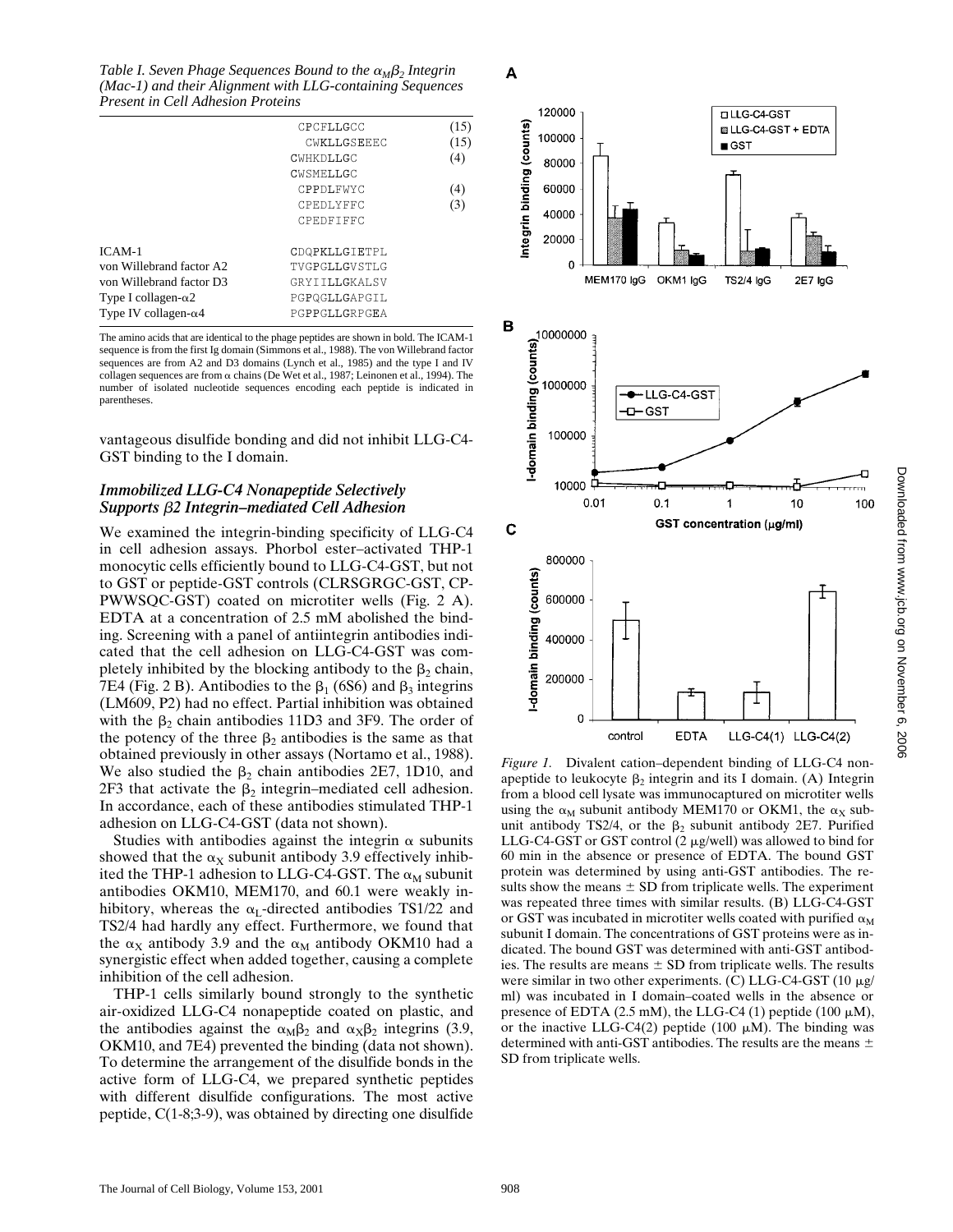*Table I. Seven Phage Sequences Bound to the $\alpha_M\beta_2$ Integrin (Mac-1) and their Alignment with LLG-containing Sequences Present in Cell Adhesion Proteins*

| | | |
|---|---|---|
| | CPCFLLGCC | (15) |
| | CWKLLGSEEEC | (15) |
| | CWHKDLLGC | (4) |
| | CWSMELLGC | |
| | CPPDLFWYC | (4) |
| | CPEDLYFFC | (3) |
| | CPEDFIFFC | |
| ICAM-1 | CDQPKLLGIETPL | |
| von Willebrand factor A2 | TVGPGLLGVSTLG | |
| von Willebrand factor D3 | GRYIILLGKALSV | |
| Type I collagen-$\alpha$2 | PGPQGLLGAPGIL | |
| Type IV collagen-$\alpha$4 | PGPPGLLGRPGEA | |

The amino acids that are identical to the phage peptides are shown in bold. The ICAM-1 sequence is from the first Ig domain (Simmons et al., 1988). The von Willebrand factor sequences are from A2 and D3 domains (Lynch et al., 1985) and the type I and IV collagen sequences are from α chains (De Wet et al., 1987; Leinonen et al., 1994). The number of isolated nucleotide sequences encoding each peptide is indicated in parentheses.

vantageous disulfide bonding and did not inhibit LLG-C4-GST binding to the I domain.

### *Immobilized LLG-C4 Nonapeptide Selectively Supports β2 Integrin–mediated Cell Adhesion*

We examined the integrin-binding specificity of LLG-C4 in cell adhesion assays. Phorbol ester–activated THP-1 monocytic cells efficiently bound to LLG-C4-GST, but not to GST or peptide-GST controls (CLRSGRGC-GST, CP-PWWSQC-GST) coated on microtiter wells (Fig. 2 A). EDTA at a concentration of 2.5 mM abolished the binding. Screening with a panel of antiintegrin antibodies indicated that the cell adhesion on LLG-C4-GST was completely inhibited by the blocking antibody to the $\beta_2$ chain, 7E4 (Fig. 2 B). Antibodies to the $\beta_1$ (6S6) and $\beta_3$ integrins (LM609, P2) had no effect. Partial inhibition was obtained with the $\beta_2$ chain antibodies 11D3 and 3F9. The order of the potency of the three $\beta_2$ antibodies is the same as that obtained previously in other assays (Nortamo et al., 1988). We also studied the $\beta_2$ chain antibodies 2E7, 1D10, and 2F3 that activate the $\beta_2$ integrin–mediated cell adhesion. In accordance, each of these antibodies stimulated THP-1 adhesion on LLG-C4-GST (data not shown).

Studies with antibodies against the integrin α subunits showed that the $\alpha_X$ subunit antibody 3.9 effectively inhibited the THP-1 adhesion to LLG-C4-GST. The $\alpha_M$ subunit antibodies OKM10, MEM170, and 60.1 were weakly inhibitory, whereas the $\alpha_L$-directed antibodies TS1/22 and TS2/4 had hardly any effect. Furthermore, we found that the $\alpha_X$ antibody 3.9 and the $\alpha_M$ antibody OKM10 had a synergistic effect when added together, causing a complete inhibition of the cell adhesion.

THP-1 cells similarly bound strongly to the synthetic air-oxidized LLG-C4 nonapeptide coated on plastic, and the antibodies against the $\alpha_M\beta_2$ and $\alpha_X\beta_2$ integrins (3.9, OKM10, and 7E4) prevented the binding (data not shown). To determine the arrangement of the disulfide bonds in the active form of LLG-C4, we prepared synthetic peptides with different disulfide configurations. The most active peptide, C(1-8;3-9), was obtained by directing one disulfide

*Figure 1.* Divalent cation–dependent binding of LLG-C4 nonapeptide to leukocyte $\beta_2$ integrin and its I domain. (A) Integrin from a blood cell lysate was immunocaptured on microtiter wells using the $\alpha_M$ subunit antibody MEM170 or OKM1, the $\alpha_X$ subunit antibody TS2/4, or the $\beta_2$ subunit antibody 2E7. Purified LLG-C4-GST or GST control (2 μg/well) was allowed to bind for 60 min in the absence or presence of EDTA. The bound GST protein was determined by using anti-GST antibodies. The results show the means ± SD from triplicate wells. The experiment was repeated three times with similar results. (B) LLG-C4-GST or GST was incubated in microtiter wells coated with purified $\alpha_M$ subunit I domain. The concentrations of GST proteins were as indicated. The bound GST was determined with anti-GST antibodies. The results are means ± SD from triplicate wells. The results were similar in two other experiments. (C) LLG-C4-GST (10 μg/ml) was incubated in I domain–coated wells in the absence or presence of EDTA (2.5 mM), the LLG-C4 (1) peptide (100 μM), or the inactive LLG-C4(2) peptide (100 μM). The binding was determined with anti-GST antibodies. The results are the means ± SD from triplicate wells.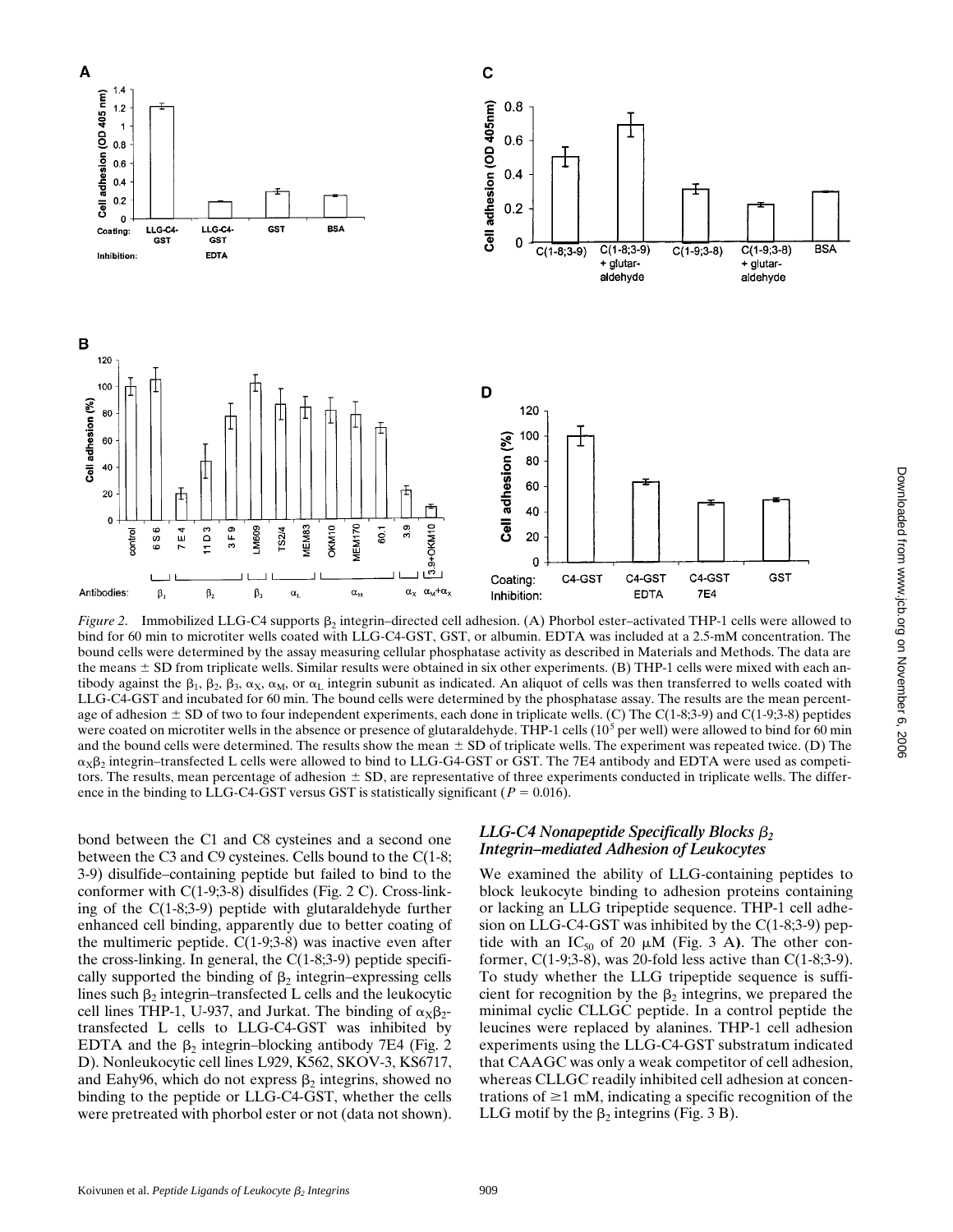*Figure 2.* Immobilized LLG-C4 supports $\beta_2$ integrin–directed cell adhesion. (A) Phorbol ester–activated THP-1 cells were allowed to bind for 60 min to microtiter wells coated with LLG-C4-GST, GST, or albumin. EDTA was included at a 2.5-mM concentration. The bound cells were determined by the assay measuring cellular phosphatase activity as described in Materials and Methods. The data are the means ± SD from triplicate wells. Similar results were obtained in six other experiments. (B) THP-1 cells were mixed with each antibody against the $\beta_1$, $\beta_2$, $\beta_3$, $\alpha_X$, $\alpha_M$, or $\alpha_L$ integrin subunit as indicated. An aliquot of cells was then transferred to wells coated with LLG-C4-GST and incubated for 60 min. The bound cells were determined by the phosphatase assay. The results are the mean percentage of adhesion ± SD of two to four independent experiments, each done in triplicate wells. (C) The C(1-8;3-9) and C(1-9;3-8) peptides were coated on microtiter wells in the absence or presence of glutaraldehyde. THP-1 cells ($10^5$ per well) were allowed to bind for 60 min and the bound cells were determined. The results show the mean ± SD of triplicate wells. The experiment was repeated twice. (D) The $\alpha_X\beta_2$ integrin–transfected L cells were allowed to bind to LLG-G4-GST or GST. The 7E4 antibody and EDTA were used as competitors. The results, mean percentage of adhesion ± SD, are representative of three experiments conducted in triplicate wells. The difference in the binding to LLG-C4-GST versus GST is statistically significant ($P = 0.016$).

bond between the C1 and C8 cysteines and a second one between the C3 and C9 cysteines. Cells bound to the C(1-8; 3-9) disulfide–containing peptide but failed to bind to the conformer with C(1-9;3-8) disulfides (Fig. 2 C). Cross-linking of the C(1-8;3-9) peptide with glutaraldehyde further enhanced cell binding, apparently due to better coating of the multimeric peptide. C(1-9;3-8) was inactive even after the cross-linking. In general, the C(1-8;3-9) peptide specifically supported the binding of $\beta_2$ integrin–expressing cells lines such $\beta_2$ integrin–transfected L cells and the leukocytic cell lines THP-1, U-937, and Jurkat. The binding of $\alpha_X\beta_2$-transfected L cells to LLG-C4-GST was inhibited by EDTA and the $\beta_2$ integrin–blocking antibody 7E4 (Fig. 2 D). Nonleukocytic cell lines L929, K562, SKOV-3, KS6717, and Eahy96, which do not express $\beta_2$ integrins, showed no binding to the peptide or LLG-C4-GST, whether the cells were pretreated with phorbol ester or not (data not shown).

### *LLG-C4 Nonapeptide Specifically Blocks $\beta_2$ Integrin–mediated Adhesion of Leukocytes*

We examined the ability of LLG-containing peptides to block leukocyte binding to adhesion proteins containing or lacking an LLG tripeptide sequence. THP-1 cell adhesion on LLG-C4-GST was inhibited by the C(1-8;3-9) peptide with an $IC_{50}$ of 20 μM (Fig. 3 A**)**. The other conformer, C(1-9;3-8), was 20-fold less active than C(1-8;3-9). To study whether the LLG tripeptide sequence is sufficient for recognition by the $\beta_2$ integrins, we prepared the minimal cyclic CLLGC peptide. In a control peptide the leucines were replaced by alanines. THP-1 cell adhesion experiments using the LLG-C4-GST substratum indicated that CAAGC was only a weak competitor of cell adhesion, whereas CLLGC readily inhibited cell adhesion at concentrations of ≥1 mM, indicating a specific recognition of the LLG motif by the $\beta_2$ integrins (Fig. 3 B).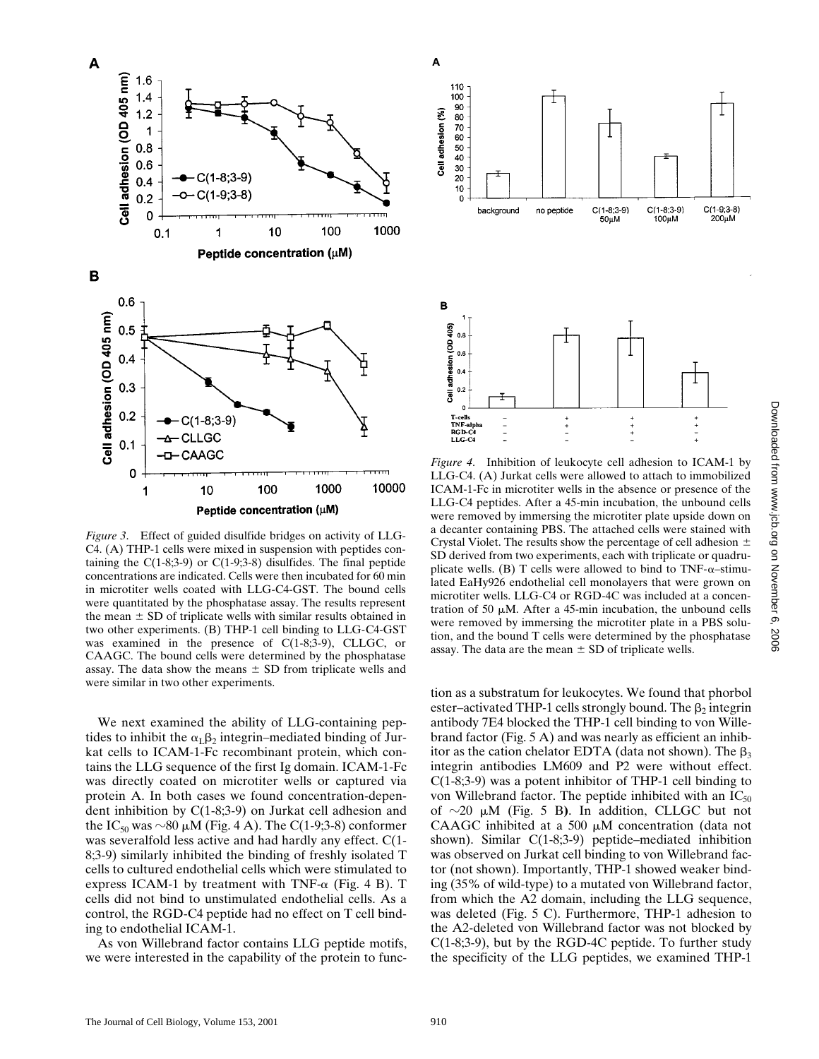*Figure 3.* Effect of guided disulfide bridges on activity of LLG-C4. (A) THP-1 cells were mixed in suspension with peptides containing the C(1-8;3-9) or C(1-9;3-8) disulfides. The final peptide concentrations are indicated. Cells were then incubated for 60 min in microtiter wells coated with LLG-C4-GST. The bound cells were quantitated by the phosphatase assay. The results represent the mean ± SD of triplicate wells with similar results obtained in two other experiments. (B) THP-1 cell binding to LLG-C4-GST was examined in the presence of C(1-8;3-9), CLLGC, or CAAGC. The bound cells were determined by the phosphatase assay. The data show the means ± SD from triplicate wells and were similar in two other experiments.

*Figure 4.* Inhibition of leukocyte cell adhesion to ICAM-1 by LLG-C4. (A) Jurkat cells were allowed to attach to immobilized ICAM-1-Fc in microtiter wells in the absence or presence of the LLG-C4 peptides. After a 45-min incubation, the unbound cells were removed by immersing the microtiter plate upside down on a decanter containing PBS. The attached cells were stained with Crystal Violet. The results show the percentage of cell adhesion ± SD derived from two experiments, each with triplicate or quadruplicate wells. (B) T cells were allowed to bind to TNF-α–stimulated EaHy926 endothelial cell monolayers that were grown on microtiter wells. LLG-C4 or RGD-4C was included at a concentration of 50 μM. After a 45-min incubation, the unbound cells were removed by immersing the microtiter plate in a PBS solution, and the bound T cells were determined by the phosphatase assay. The data are the mean ± SD of triplicate wells.

We next examined the ability of LLG-containing peptides to inhibit the $\alpha_L\beta_2$ integrin–mediated binding of Jurkat cells to ICAM-1-Fc recombinant protein, which contains the LLG sequence of the first Ig domain. ICAM-1-Fc was directly coated on microtiter wells or captured via protein A. In both cases we found concentration-dependent inhibition by C(1-8;3-9) on Jurkat cell adhesion and the $IC_{50}$ was ~80 μM (Fig. 4 A). The C(1-9;3-8) conformer was severalfold less active and had hardly any effect. C(1-8;3-9) similarly inhibited the binding of freshly isolated T cells to cultured endothelial cells which were stimulated to express ICAM-1 by treatment with TNF-α (Fig. 4 B). T cells did not bind to unstimulated endothelial cells. As a control, the RGD-C4 peptide had no effect on T cell binding to endothelial ICAM-1.

As von Willebrand factor contains LLG peptide motifs, we were interested in the capability of the protein to function as a substratum for leukocytes. We found that phorbol ester–activated THP-1 cells strongly bound. The $\beta_2$ integrin antibody 7E4 blocked the THP-1 cell binding to von Willebrand factor (Fig. 5 A) and was nearly as efficient an inhibitor as the cation chelator EDTA (data not shown). The $\beta_3$ integrin antibodies LM609 and P2 were without effect. C(1-8;3-9) was a potent inhibitor of THP-1 cell binding to von Willebrand factor. The peptide inhibited with an $IC_{50}$ of ~20 μM (Fig. 5 B**)**. In addition, CLLGC but not CAAGC inhibited at a 500 μM concentration (data not shown). Similar C(1-8;3-9) peptide–mediated inhibition was observed on Jurkat cell binding to von Willebrand factor (not shown). Importantly, THP-1 showed weaker binding (35% of wild-type) to a mutated von Willebrand factor, from which the A2 domain, including the LLG sequence, was deleted (Fig. 5 C). Furthermore, THP-1 adhesion to the A2-deleted von Willebrand factor was not blocked by C(1-8;3-9), but by the RGD-4C peptide. To further study the specificity of the LLG peptides, we examined THP-1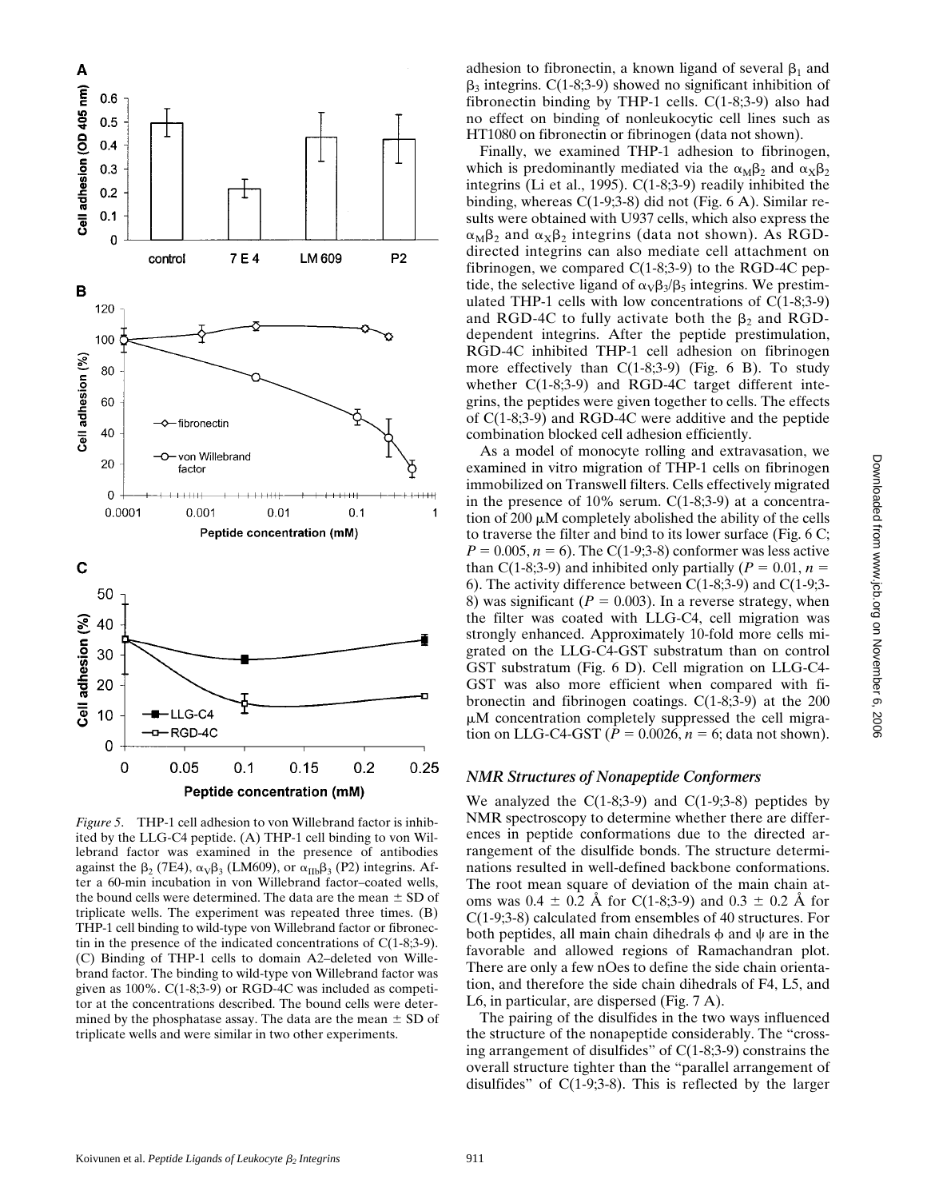*Figure 5.* THP-1 cell adhesion to von Willebrand factor is inhibited by the LLG-C4 peptide. (A) THP-1 cell binding to von Willebrand factor was examined in the presence of antibodies against the $\beta_2$ (7E4), $\alpha_V\beta_3$ (LM609), or $\alpha_{IIb}\beta_3$ (P2) integrins. After a 60-min incubation in von Willebrand factor–coated wells, the bound cells were determined. The data are the mean ± SD of triplicate wells. The experiment was repeated three times. (B) THP-1 cell binding to wild-type von Willebrand factor or fibronectin in the presence of the indicated concentrations of C(1-8;3-9). (C) Binding of THP-1 cells to domain A2–deleted von Willebrand factor. The binding to wild-type von Willebrand factor was given as 100%. C(1-8;3-9) or RGD-4C was included as competitor at the concentrations described. The bound cells were determined by the phosphatase assay. The data are the mean ± SD of triplicate wells and were similar in two other experiments.

adhesion to fibronectin, a known ligand of several $\beta_1$ and $\beta_3$ integrins. C(1-8;3-9) showed no significant inhibition of fibronectin binding by THP-1 cells. C(1-8;3-9) also had no effect on binding of nonleukocytic cell lines such as HT1080 on fibronectin or fibrinogen (data not shown).

Finally, we examined THP-1 adhesion to fibrinogen, which is predominantly mediated via the $\alpha_M\beta_2$ and $\alpha_X\beta_2$ integrins (Li et al., 1995). C(1-8;3-9) readily inhibited the binding, whereas C(1-9;3-8) did not (Fig. 6 A). Similar results were obtained with U937 cells, which also express the $\alpha_M\beta_2$ and $\alpha_X\beta_2$ integrins (data not shown). As RGD-directed integrins can also mediate cell attachment on fibrinogen, we compared C(1-8;3-9) to the RGD-4C peptide, the selective ligand of $\alpha_V\beta_3/\beta_5$ integrins. We prestimulated THP-1 cells with low concentrations of C(1-8;3-9) and RGD-4C to fully activate both the $\beta_2$ and RGD-dependent integrins. After the peptide prestimulation, RGD-4C inhibited THP-1 cell adhesion on fibrinogen more effectively than C(1-8;3-9) (Fig. 6 B). To study whether C(1-8;3-9) and RGD-4C target different integrins, the peptides were given together to cells. The effects of C(1-8;3-9) and RGD-4C were additive and the peptide combination blocked cell adhesion efficiently.

As a model of monocyte rolling and extravasation, we examined in vitro migration of THP-1 cells on fibrinogen immobilized on Transwell filters. Cells effectively migrated in the presence of 10% serum. C(1-8;3-9) at a concentration of 200 μM completely abolished the ability of the cells to traverse the filter and bind to its lower surface (Fig. 6 C; $P = 0.005$, $n = 6$). The C(1-9;3-8) conformer was less active than C(1-8;3-9) and inhibited only partially ($P = 0.01$, $n = 6$). The activity difference between C(1-8;3-9) and C(1-9;3-8) was significant ($P = 0.003$). In a reverse strategy, when the filter was coated with LLG-C4, cell migration was strongly enhanced. Approximately 10-fold more cells migrated on the LLG-C4-GST substratum than on control GST substratum (Fig. 6 D). Cell migration on LLG-C4-GST was also more efficient when compared with fibronectin and fibrinogen coatings. C(1-8;3-9) at the 200 μM concentration completely suppressed the cell migration on LLG-C4-GST ($P = 0.0026$, $n = 6$; data not shown).

### NMR Structures of Nonapeptide Conformers

We analyzed the C(1-8;3-9) and C(1-9;3-8) peptides by NMR spectroscopy to determine whether there are differences in peptide conformations due to the directed arrangement of the disulfide bonds. The structure determinations resulted in well-defined backbone conformations. The root mean square of deviation of the main chain atoms was 0.4 ± 0.2 Å for C(1-8;3-9) and 0.3 ± 0.2 Å for C(1-9;3-8) calculated from ensembles of 40 structures. For both peptides, all main chain dihedrals $\phi$ and $\psi$ are in the favorable and allowed regions of Ramachandran plot. There are only a few nOes to define the side chain orientation, and therefore the side chain dihedrals of F4, L5, and L6, in particular, are dispersed (Fig. 7 A).

The pairing of the disulfides in the two ways influenced the structure of the nonapeptide considerably. The "crossing arrangement of disulfides" of C(1-8;3-9) constrains the overall structure tighter than the "parallel arrangement of disulfides" of C(1-9;3-8). This is reflected by the larger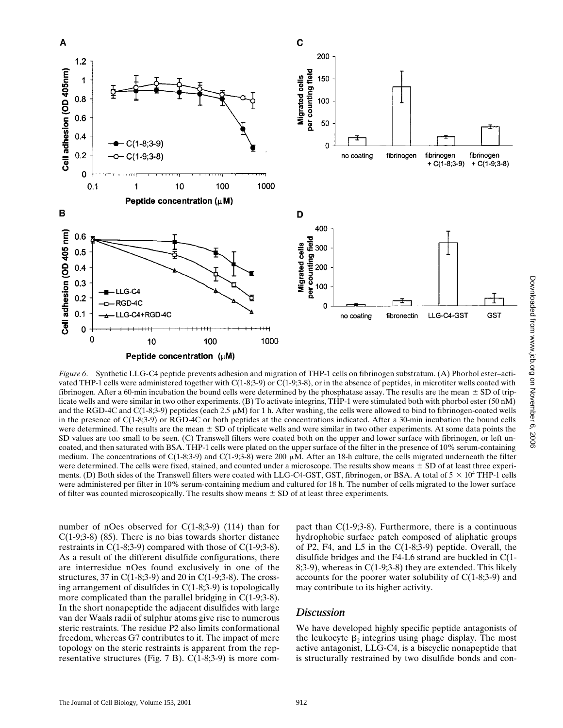*Figure 6.* Synthetic LLG-C4 peptide prevents adhesion and migration of THP-1 cells on fibrinogen substratum. (A) Phorbol ester–activated THP-1 cells were administered together with C(1-8;3-9) or C(1-9;3-8), or in the absence of peptides, in microtiter wells coated with fibrinogen. After a 60-min incubation the bound cells were determined by the phosphatase assay. The results are the mean ± SD of triplicate wells and were similar in two other experiments. (B) To activate integrins, THP-1 were stimulated both with phorbol ester (50 nM) and the RGD-4C and C(1-8;3-9) peptides (each 2.5 μM) for 1 h. After washing, the cells were allowed to bind to fibrinogen-coated wells in the presence of C(1-8;3-9) or RGD-4C or both peptides at the concentrations indicated. After a 30-min incubation the bound cells were determined. The results are the mean ± SD of triplicate wells and were similar in two other experiments. At some data points the SD values are too small to be seen. (C) Transwell filters were coated both on the upper and lower surface with fibrinogen, or left uncoated, and then saturated with BSA. THP-1 cells were plated on the upper surface of the filter in the presence of 10% serum-containing medium. The concentrations of C(1-8;3-9) and C(1-9;3-8) were 200 μM. After an 18-h culture, the cells migrated underneath the filter were determined. The cells were fixed, stained, and counted under a microscope. The results show means ± SD of at least three experiments. (D) Both sides of the Transwell filters were coated with LLG-C4-GST, GST, fibrinogen, or BSA. A total of $5 \times 10^4$ THP-1 cells were administered per filter in 10% serum-containing medium and cultured for 18 h. The number of cells migrated to the lower surface of filter was counted microscopically. The results show means ± SD of at least three experiments.

number of nOes observed for C(1-8;3-9) (114) than for C(1-9;3-8) (85). There is no bias towards shorter distance restraints in C(1-8;3-9) compared with those of C(1-9;3-8). As a result of the different disulfide configurations, there are interresidue nOes found exclusively in one of the structures, 37 in C(1-8;3-9) and 20 in C(1-9;3-8). The crossing arrangement of disulfides in C(1-8;3-9) is topologically more complicated than the parallel bridging in C(1-9;3-8). In the short nonapeptide the adjacent disulfides with large van der Waals radii of sulphur atoms give rise to numerous steric restraints. The residue P2 also limits conformational freedom, whereas G7 contributes to it. The impact of mere topology on the steric restraints is apparent from the representative structures (Fig. 7 B). C(1-8;3-9) is more compact than C(1-9;3-8). Furthermore, there is a continuous hydrophobic surface patch composed of aliphatic groups of P2, F4, and L5 in the C(1-8;3-9) peptide. Overall, the disulfide bridges and the F4-L6 strand are buckled in C(1-8;3-9), whereas in C(1-9;3-8) they are extended. This likely accounts for the poorer water solubility of C(1-8;3-9) and may contribute to its higher activity.

## Discussion

We have developed highly specific peptide antagonists of the leukocyte $\beta_2$ integrins using phage display. The most active antagonist, LLG-C4, is a biscyclic nonapeptide that is structurally restrained by two disulfide bonds and con-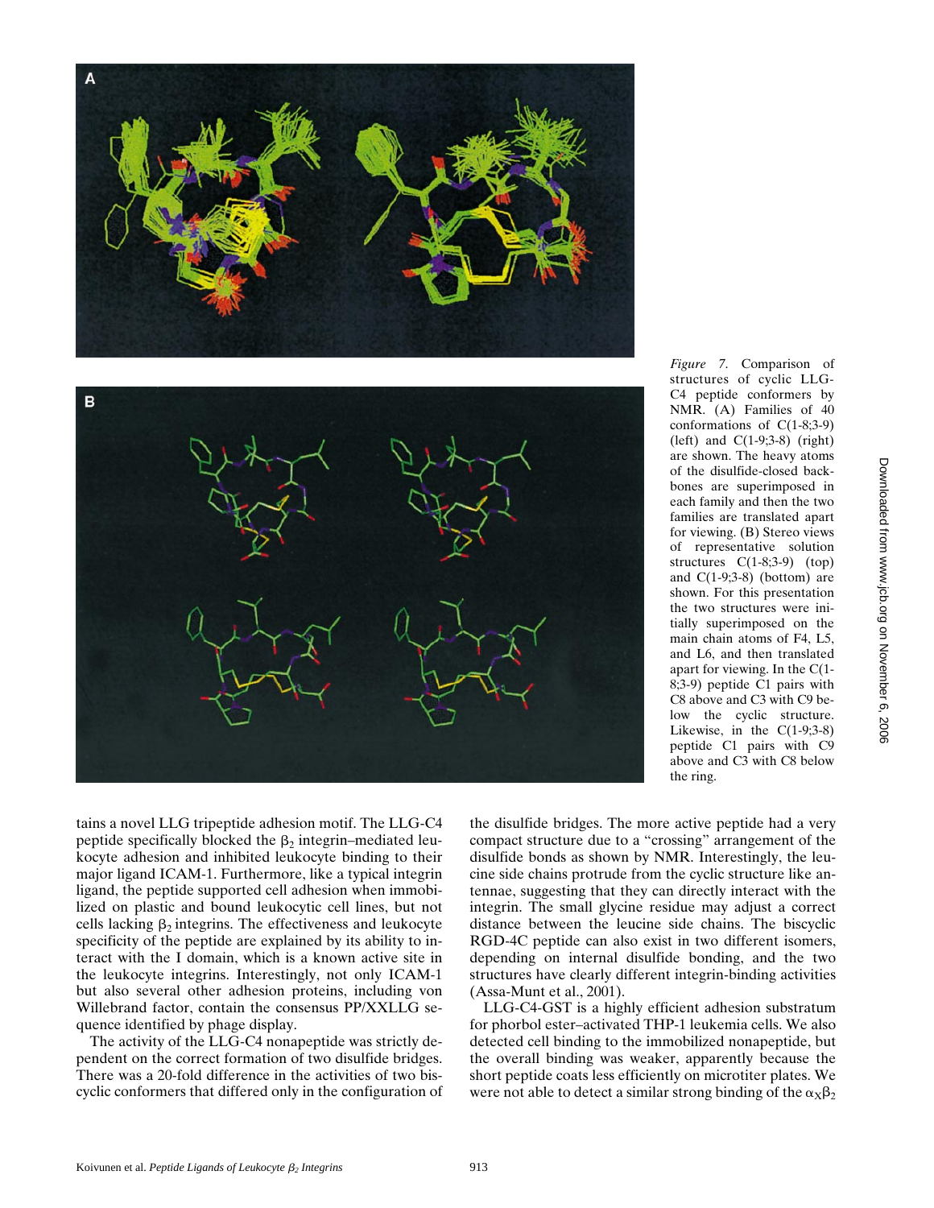*Figure 7.* Comparison of structures of cyclic LLG-C4 peptide conformers by NMR. (A) Families of 40 conformations of C(1-8;3-9) (left) and C(1-9;3-8) (right) are shown. The heavy atoms of the disulfide-closed backbones are superimposed in each family and then the two families are translated apart for viewing. (B) Stereo views of representative solution structures C(1-8;3-9) (top) and C(1-9;3-8) (bottom) are shown. For this presentation the two structures were initially superimposed on the main chain atoms of F4, L5, and L6, and then translated apart for viewing. In the C(1-8;3-9) peptide C1 pairs with C8 above and C3 with C9 below the cyclic structure. Likewise, in the C(1-9;3-8) peptide C1 pairs with C9 above and C3 with C8 below the ring.

tains a novel LLG tripeptide adhesion motif. The LLG-C4 peptide specifically blocked the $\beta_2$ integrin–mediated leukocyte adhesion and inhibited leukocyte binding to their major ligand ICAM-1. Furthermore, like a typical integrin ligand, the peptide supported cell adhesion when immobilized on plastic and bound leukocytic cell lines, but not cells lacking $\beta_2$ integrins. The effectiveness and leukocyte specificity of the peptide are explained by its ability to interact with the I domain, which is a known active site in the leukocyte integrins. Interestingly, not only ICAM-1 but also several other adhesion proteins, including von Willebrand factor, contain the consensus PP/XXLLG sequence identified by phage display.

The activity of the LLG-C4 nonapeptide was strictly dependent on the correct formation of two disulfide bridges. There was a 20-fold difference in the activities of two biscyclic conformers that differed only in the configuration of the disulfide bridges. The more active peptide had a very compact structure due to a "crossing" arrangement of the disulfide bonds as shown by NMR. Interestingly, the leucine side chains protrude from the cyclic structure like antennae, suggesting that they can directly interact with the integrin. The small glycine residue may adjust a correct distance between the leucine side chains. The biscyclic RGD-4C peptide can also exist in two different isomers, depending on internal disulfide bonding, and the two structures have clearly different integrin-binding activities (Assa-Munt et al., 2001).

LLG-C4-GST is a highly efficient adhesion substratum for phorbol ester–activated THP-1 leukemia cells. We also detected cell binding to the immobilized nonapeptide, but the overall binding was weaker, apparently because the short peptide coats less efficiently on microtiter plates. We were not able to detect a similar strong binding of the $\alpha_X\beta_2$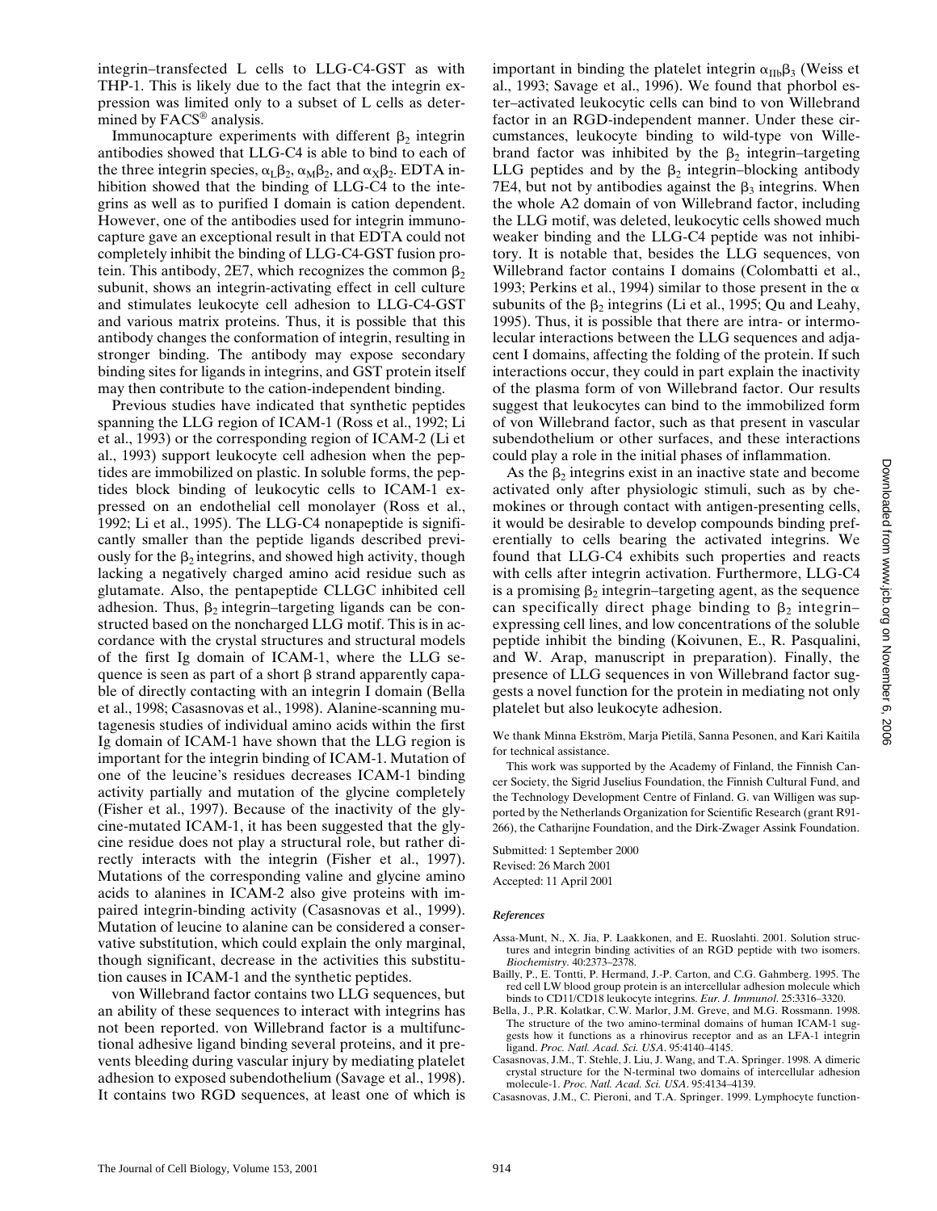integrin–transfected L cells to LLG-C4-GST as with THP-1. This is likely due to the fact that the integrin expression was limited only to a subset of L cells as determined by FACS® analysis.

Immunocapture experiments with different $\beta_2$ integrin antibodies showed that LLG-C4 is able to bind to each of the three integrin species, $\alpha_L\beta_2$, $\alpha_M\beta_2$, and $\alpha_X\beta_2$. EDTA inhibition showed that the binding of LLG-C4 to the integrins as well as to purified I domain is cation dependent. However, one of the antibodies used for integrin immunocapture gave an exceptional result in that EDTA could not completely inhibit the binding of LLG-C4-GST fusion protein. This antibody, 2E7, which recognizes the common $\beta_2$ subunit, shows an integrin-activating effect in cell culture and stimulates leukocyte cell adhesion to LLG-C4-GST and various matrix proteins. Thus, it is possible that this antibody changes the conformation of integrin, resulting in stronger binding. The antibody may expose secondary binding sites for ligands in integrins, and GST protein itself may then contribute to the cation-independent binding.

Previous studies have indicated that synthetic peptides spanning the LLG region of ICAM-1 (Ross et al., 1992; Li et al., 1993) or the corresponding region of ICAM-2 (Li et al., 1993) support leukocyte cell adhesion when the peptides are immobilized on plastic. In soluble forms, the peptides block binding of leukocytic cells to ICAM-1 expressed on an endothelial cell monolayer (Ross et al., 1992; Li et al., 1995). The LLG-C4 nonapeptide is significantly smaller than the peptide ligands described previously for the $\beta_2$ integrins, and showed high activity, though lacking a negatively charged amino acid residue such as glutamate. Also, the pentapeptide CLLGC inhibited cell adhesion. Thus, $\beta_2$ integrin–targeting ligands can be constructed based on the noncharged LLG motif. This is in accordance with the crystal structures and structural models of the first Ig domain of ICAM-1, where the LLG sequence is seen as part of a short $\beta$ strand apparently capable of directly contacting with an integrin I domain (Bella et al., 1998; Casasnovas et al., 1998). Alanine-scanning mutagenesis studies of individual amino acids within the first Ig domain of ICAM-1 have shown that the LLG region is important for the integrin binding of ICAM-1. Mutation of one of the leucine's residues decreases ICAM-1 binding activity partially and mutation of the glycine completely (Fisher et al., 1997). Because of the inactivity of the glycine-mutated ICAM-1, it has been suggested that the glycine residue does not play a structural role, but rather directly interacts with the integrin (Fisher et al., 1997). Mutations of the corresponding valine and glycine amino acids to alanines in ICAM-2 also give proteins with impaired integrin-binding activity (Casasnovas et al., 1999). Mutation of leucine to alanine can be considered a conservative substitution, which could explain the only marginal, though significant, decrease in the activities this substitution causes in ICAM-1 and the synthetic peptides.

von Willebrand factor contains two LLG sequences, but an ability of these sequences to interact with integrins has not been reported. von Willebrand factor is a multifunctional adhesive ligand binding several proteins, and it prevents bleeding during vascular injury by mediating platelet adhesion to exposed subendothelium (Savage et al., 1998). It contains two RGD sequences, at least one of which is important in binding the platelet integrin $\alpha_{IIb}\beta_3$ (Weiss et al., 1993; Savage et al., 1996). We found that phorbol ester–activated leukocytic cells can bind to von Willebrand factor in an RGD-independent manner. Under these circumstances, leukocyte binding to wild-type von Willebrand factor was inhibited by the $\beta_2$ integrin–targeting LLG peptides and by the $\beta_2$ integrin–blocking antibody 7E4, but not by antibodies against the $\beta_3$ integrins. When the whole A2 domain of von Willebrand factor, including the LLG motif, was deleted, leukocytic cells showed much weaker binding and the LLG-C4 peptide was not inhibitory. It is notable that, besides the LLG sequences, von Willebrand factor contains I domains (Colombatti et al., 1993; Perkins et al., 1994) similar to those present in the $\alpha$ subunits of the $\beta_2$ integrins (Li et al., 1995; Qu and Leahy, 1995). Thus, it is possible that there are intra- or intermolecular interactions between the LLG sequences and adjacent I domains, affecting the folding of the protein. If such interactions occur, they could in part explain the inactivity of the plasma form of von Willebrand factor. Our results suggest that leukocytes can bind to the immobilized form of von Willebrand factor, such as that present in vascular subendothelium or other surfaces, and these interactions could play a role in the initial phases of inflammation.

As the $\beta_2$ integrins exist in an inactive state and become activated only after physiologic stimuli, such as by chemokines or through contact with antigen-presenting cells, it would be desirable to develop compounds binding preferentially to cells bearing the activated integrins. We found that LLG-C4 exhibits such properties and reacts with cells after integrin activation. Furthermore, LLG-C4 is a promising $\beta_2$ integrin–targeting agent, as the sequence can specifically direct phage binding to $\beta_2$ integrin–expressing cell lines, and low concentrations of the soluble peptide inhibit the binding (Koivunen, E., R. Pasqualini, and W. Arap, manuscript in preparation). Finally, the presence of LLG sequences in von Willebrand factor suggests a novel function for the protein in mediating not only platelet but also leukocyte adhesion.

We thank Minna Ekström, Marja Pietilä, Sanna Pesonen, and Kari Kaitila for technical assistance.

This work was supported by the Academy of Finland, the Finnish Cancer Society, the Sigrid Juselius Foundation, the Finnish Cultural Fund, and the Technology Development Centre of Finland. G. van Willigen was supported by the Netherlands Organization for Scientific Research (grant R91-266), the Catharijne Foundation, and the Dirk-Zwager Assink Foundation.

Submitted: 1 September 2000
Revised: 26 March 2001
Accepted: 11 April 2001

### References

Assa-Munt, N., X. Jia, P. Laakkonen, and E. Ruoslahti. 2001. Solution structures and integrin binding activities of an RGD peptide with two isomers. *Biochemistry.* 40:2373–2378.

Bailly, P., E. Tontti, P. Hermand, J.-P. Carton, and C.G. Gahmberg. 1995. The red cell LW blood group protein is an intercellular adhesion molecule which binds to CD11/CD18 leukocyte integrins. *Eur. J. Immunol.* 25:3316–3320.

Bella, J., P.R. Kolatkar, C.W. Marlor, J.M. Greve, and M.G. Rossmann. 1998. The structure of the two amino-terminal domains of human ICAM-1 suggests how it functions as a rhinovirus receptor and as an LFA-1 integrin ligand. *Proc. Natl. Acad. Sci. USA.* 95:4140–4145.

Casasnovas, J.M., T. Stehle, J. Liu, J. Wang, and T.A. Springer. 1998. A dimeric crystal structure for the N-terminal two domains of intercellular adhesion molecule-1. *Proc. Natl. Acad. Sci. USA.* 95:4134–4139.

Casasnovas, J.M., C. Pieroni, and T.A. Springer. 1999. Lymphocyte function-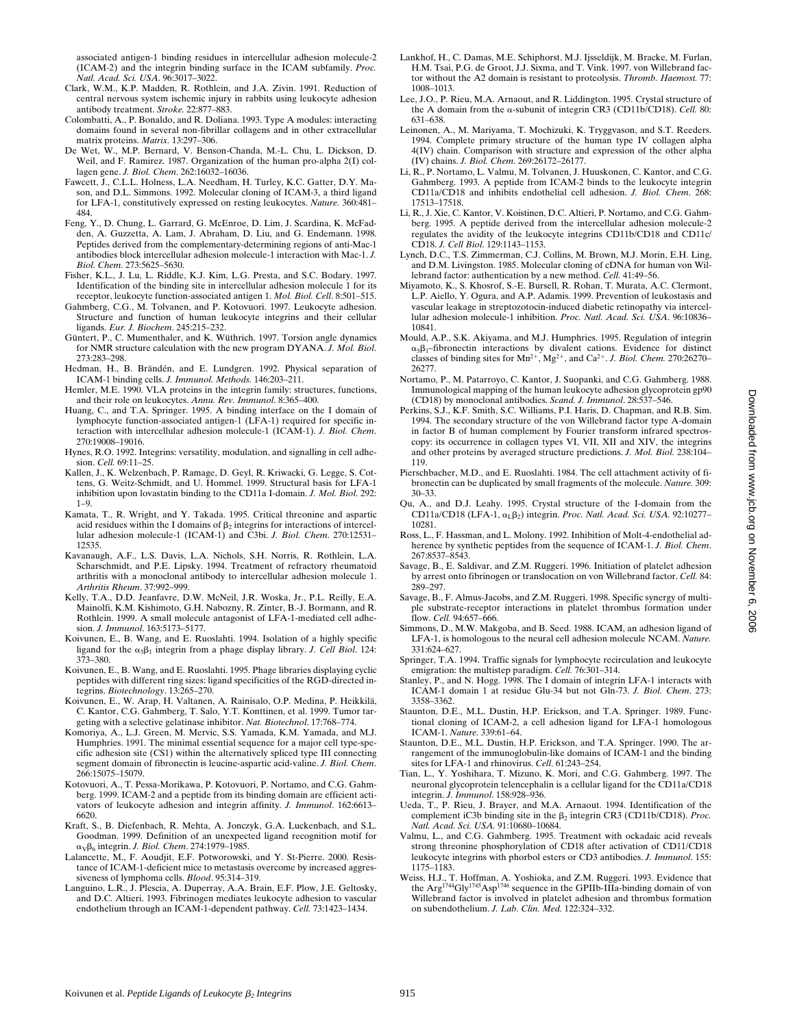associated antigen-1 binding residues in intercellular adhesion molecule-2 (ICAM-2) and the integrin binding surface in the ICAM subfamily. *Proc. Natl. Acad. Sci. USA*. 96:3017–3022.

Clark, W.M., K.P. Madden, R. Rothlein, and J.A. Zivin. 1991. Reduction of central nervous system ischemic injury in rabbits using leukocyte adhesion antibody treatment. *Stroke.* 22:877–883.

Colombatti, A., P. Bonaldo, and R. Doliana. 1993. Type A modules: interacting domains found in several non-fibrillar collagens and in other extracellular matrix proteins. *Matrix.* 13:297–306.

De Wet, W., M.P. Bernard, V. Benson-Chanda, M.-L. Chu, L. Dickson, D. Weil, and F. Ramirez. 1987. Organization of the human pro-alpha 2(I) collagen gene. *J. Biol. Chem*. 262:16032–16036.

Fawcett, J., C.L.L. Holness, L.A. Needham, H. Turley, K.C. Gatter, D.Y. Mason, and D.L. Simmons. 1992. Molecular cloning of ICAM-3, a third ligand for LFA-1, constitutively expressed on resting leukocytes. *Nature.* 360:481–484.

Feng, Y., D. Chung, L. Garrard, G. McEnroe, D. Lim, J. Scardina, K. McFadden, A. Guzzetta, A. Lam, J. Abraham, D. Liu, and G. Endemann. 1998. Peptides derived from the complementary-determining regions of anti-Mac-1 antibodies block intercellular adhesion molecule-1 interaction with Mac-1. *J. Biol. Chem*. 273:5625–5630.

Fisher, K.L., J. Lu, L. Riddle, K.J. Kim, L.G. Presta, and S.C. Bodary. 1997. Identification of the binding site in intercellular adhesion molecule 1 for its receptor, leukocyte function-associated antigen 1. *Mol. Biol. Cell*. 8:501–515.

Gahmberg, C.G., M. Tolvanen, and P. Kotovuori. 1997. Leukocyte adhesion. Structure and function of human leukocyte integrins and their cellular ligands. *Eur. J. Biochem*. 245:215–232.

Güntert, P., C. Mumenthaler, and K. Wüthrich. 1997. Torsion angle dynamics for NMR structure calculation with the new program DYANA. *J. Mol. Biol*. 273:283–298.

Hedman, H., B. Brändén, and E. Lundgren. 1992. Physical separation of ICAM-1 binding cells. *J. Immunol. Methods*. 146:203–211.

Hemler, M.E. 1990. VLA proteins in the integrin family: structures, functions, and their role on leukocytes. *Annu. Rev. Immunol*. 8:365–400.

Huang, C., and T.A. Springer. 1995. A binding interface on the I domain of lymphocyte function-associated antigen-1 (LFA-1) required for specific interaction with intercellular adhesion molecule-1 (ICAM-1). *J. Biol. Chem*. 270:19008–19016.

Hynes, R.O. 1992. Integrins: versatility, modulation, and signalling in cell adhesion. *Cell.* 69:11–25.

Kallen, J., K. Welzenbach, P. Ramage, D. Geyl, R. Kriwacki, G. Legge, S. Cottens, G. Weitz-Schmidt, and U. Hommel. 1999. Structural basis for LFA-1 inhibition upon lovastatin binding to the CD11a I-domain. *J. Mol. Biol*. 292: 1–9.

Kamata, T., R. Wright, and Y. Takada. 1995. Critical threonine and aspartic acid residues within the I domains of $\beta_2$ integrins for interactions of intercellular adhesion molecule-1 (ICAM-1) and C3bi. *J. Biol. Chem*. 270:12531–12535.

Kavanaugh, A.F., L.S. Davis, L.A. Nichols, S.H. Norris, R. Rothlein, L.A. Scharschmidt, and P.E. Lipsky. 1994. Treatment of refractory rheumatoid arthritis with a monoclonal antibody to intercellular adhesion molecule 1. *Arthritis Rheum*. 37:992–999.

Kelly, T.A., D.D. Jeanfavre, D.W. McNeil, J.R. Woska, Jr., P.L. Reilly, E.A. Mainolfi, K.M. Kishimoto, G.H. Nabozny, R. Zinter, B.-J. Bormann, and R. Rothlein. 1999. A small molecule antagonist of LFA-1-mediated cell adhesion. *J. Immunol*. 163:5173–5177.

Koivunen, E., B. Wang, and E. Ruoslahti. 1994. Isolation of a highly specific ligand for the $\alpha_5\beta_1$ integrin from a phage display library. *J. Cell Biol*. 124: 373–380.

Koivunen, E., B. Wang, and E. Ruoslahti. 1995. Phage libraries displaying cyclic peptides with different ring sizes: ligand specificities of the RGD-directed integrins. *Biotechnology*. 13:265–270.

Koivunen, E., W. Arap, H. Valtanen, A. Rainisalo, O.P. Medina, P. Heikkilä, C. Kantor, C.G. Gahmberg, T. Salo, Y.T. Konttinen, et al. 1999. Tumor targeting with a selective gelatinase inhibitor. *Nat. Biotechnol*. 17:768–774.

Komoriya, A., L.J. Green, M. Mervic, S.S. Yamada, K.M. Yamada, and M.J. Humphries. 1991. The minimal essential sequence for a major cell type-specific adhesion site (CS1) within the alternatively spliced type III connecting segment domain of fibronectin is leucine-aspartic acid-valine. *J. Biol. Chem*. 266:15075–15079.

Kotovuori, A., T. Pessa-Morikawa, P. Kotovuori, P. Nortamo, and C.G. Gahmberg. 1999. ICAM-2 and a peptide from its binding domain are efficient activators of leukocyte adhesion and integrin affinity. *J. Immunol*. 162:6613–6620.

Kraft, S., B. Diefenbach, R. Mehta, A. Jonczyk, G.A. Luckenbach, and S.L. Goodman. 1999. Definition of an unexpected ligand recognition motif for $\alpha_v\beta_6$ integrin. *J. Biol. Chem*. 274:1979–1985.

Lalancette, M., F. Aoudjit, E.F. Potworowski, and Y. St-Pierre. 2000. Resistance of ICAM-1-deficient mice to metastasis overcome by increased aggressiveness of lymphoma cells. *Blood*. 95:314–319.

Languino, L.R., J. Plescia, A. Duperray, A.A. Brain, E.F. Plow, J.E. Geltosky, and D.C. Altieri. 1993. Fibrinogen mediates leukocyte adhesion to vascular endothelium through an ICAM-1-dependent pathway. *Cell.* 73:1423–1434.

Lankhof, H., C. Damas, M.E. Schiphorst, M.J. Ijsseldijk, M. Bracke, M. Furlan, H.M. Tsai, P.G. de Groot, J.J. Sixma, and T. Vink. 1997. von Willebrand factor without the A2 domain is resistant to proteolysis. *Thromb. Haemost.* 77: 1008–1013.

Lee, J.O., P. Rieu, M.A. Arnaout, and R. Liddington. 1995. Crystal structure of the A domain from the α-subunit of integrin CR3 (CD11b/CD18). *Cell.* 80: 631–638.

Leinonen, A., M. Mariyama, T. Mochizuki, K. Tryggvason, and S.T. Reeders. 1994. Complete primary structure of the human type IV collagen alpha 4(IV) chain. Comparison with structure and expression of the other alpha (IV) chains. *J. Biol. Chem*. 269:26172–26177.

Li, R., P. Nortamo, L. Valmu, M. Tolvanen, J. Huuskonen, C. Kantor, and C.G. Gahmberg. 1993. A peptide from ICAM-2 binds to the leukocyte integrin CD11a/CD18 and inhibits endothelial cell adhesion. *J. Biol. Chem*. 268: 17513–17518.

Li, R., J. Xie, C. Kantor, V. Koistinen, D.C. Altieri, P. Nortamo, and C.G. Gahmberg. 1995. A peptide derived from the intercellular adhesion molecule-2 regulates the avidity of the leukocyte integrins CD11b/CD18 and CD11c/CD18. *J. Cell Biol*. 129:1143–1153.

Lynch, D.C., T.S. Zimmerman, C.J. Collins, M. Brown, M.J. Morin, E.H. Ling, and D.M. Livingston. 1985. Molecular cloning of cDNA for human von Willebrand factor: authentication by a new method. *Cell.* 41:49–56.

Miyamoto, K., S. Khosrof, S.-E. Bursell, R. Rohan, T. Murata, A.C. Clermont, L.P. Aiello, Y. Ogura, and A.P. Adamis. 1999. Prevention of leukostasis and vascular leakage in streptozotocin-induced diabetic retinopathy via intercellular adhesion molecule-1 inhibition. *Proc. Natl. Acad. Sci. USA*. 96:10836–10841.

Mould, A.P., S.K. Akiyama, and M.J. Humphries. 1995. Regulation of integrin $\alpha_5\beta_1$–fibronectin interactions by divalent cations. Evidence for distinct classes of binding sites for $Mn^{2+}$, $Mg^{2+}$, and $Ca^{2+}$. *J. Biol. Chem.* 270:26270–26277.

Nortamo, P., M. Patarroyo, C. Kantor, J. Suopanki, and C.G. Gahmberg. 1988. Immunological mapping of the human leukocyte adhesion glycoprotein gp90 (CD18) by monoclonal antibodies. *Scand. J. Immunol*. 28:537–546.

Perkins, S.J., K.F. Smith, S.C. Williams, P.I. Haris, D. Chapman, and R.B. Sim. 1994. The secondary structure of the von Willebrand factor type A-domain in factor B of human complement by Fourier transform infrared spectroscopy: its occurrence in collagen types VI, VII, XII and XIV, the integrins and other proteins by averaged structure predictions. *J. Mol. Biol.* 238:104–119.

Pierschbacher, M.D., and E. Ruoslahti. 1984. The cell attachment activity of fibronectin can be duplicated by small fragments of the molecule. *Nature.* 309: 30–33.

Qu, A., and D.J. Leahy. 1995. Crystal structure of the I-domain from the CD11a/CD18 (LFA-1, $\alpha_L\beta_2$) integrin. *Proc. Natl. Acad. Sci. USA.* 92:10277–10281.

Ross, L., F. Hassman, and L. Molony. 1992. Inhibition of Molt-4-endothelial adherence by synthetic peptides from the sequence of ICAM-1. *J. Biol. Chem*. 267:8537–8543.

Savage, B., E. Saldivar, and Z.M. Ruggeri. 1996. Initiation of platelet adhesion by arrest onto fibrinogen or translocation on von Willebrand factor. *Cell.* 84: 289–297.

Savage, B., F. Almus-Jacobs, and Z.M. Ruggeri. 1998. Specific synergy of multiple substrate-receptor interactions in platelet thrombus formation under flow. *Cell.* 94:657–666.

Simmons, D., M.W. Makgoba, and B. Seed. 1988. ICAM, an adhesion ligand of LFA-1, is homologous to the neural cell adhesion molecule NCAM. *Nature.* 331:624–627.

Springer, T.A. 1994. Traffic signals for lymphocyte recirculation and leukocyte emigration: the multistep paradigm. *Cell.* 76:301–314.

Stanley, P., and N. Hogg. 1998. The I domain of integrin LFA-1 interacts with ICAM-1 domain 1 at residue Glu-34 but not Gln-73. *J. Biol. Chem*. 273: 3358–3362.

Staunton, D.E., M.L. Dustin, H.P. Erickson, and T.A. Springer. 1989. Functional cloning of ICAM-2, a cell adhesion ligand for LFA-1 homologous ICAM-1. *Nature.* 339:61–64.

Staunton, D.E., M.L. Dustin, H.P. Erickson, and T.A. Springer. 1990. The arrangement of the immunoglobulin-like domains of ICAM-1 and the binding sites for LFA-1 and rhinovirus. *Cell*. 61:243–254.

Tian, L., Y. Yoshihara, T. Mizuno, K. Mori, and C.G. Gahmberg. 1997. The neuronal glycoprotein telencephalin is a cellular ligand for the CD11a/CD18 integrin. *J. Immunol*. 158:928–936.

Ueda, T., P. Rieu, J. Brayer, and M.A. Arnaout. 1994. Identification of the complement iC3b binding site in the $\beta_2$ integrin CR3 (CD11b/CD18). *Proc. Natl. Acad. Sci. USA.* 91:10680–10684.

Valmu, L., and C.G. Gahmberg. 1995. Treatment with ockadaic acid reveals strong threonine phosphorylation of CD18 after activation of CD11/CD18 leukocyte integrins with phorbol esters or CD3 antibodies. *J. Immunol*. 155: 1175–1183.

Weiss, H.J., T. Hoffman, A. Yoshioka, and Z.M. Ruggeri. 1993. Evidence that the $Arg^{1744}Gly^{1745}Asp^{1746}$ sequence in the GPIIb-IIIa-binding domain of von Willebrand factor is involved in platelet adhesion and thrombus formation on subendothelium. *J. Lab. Clin. Med.* 122:324–332.